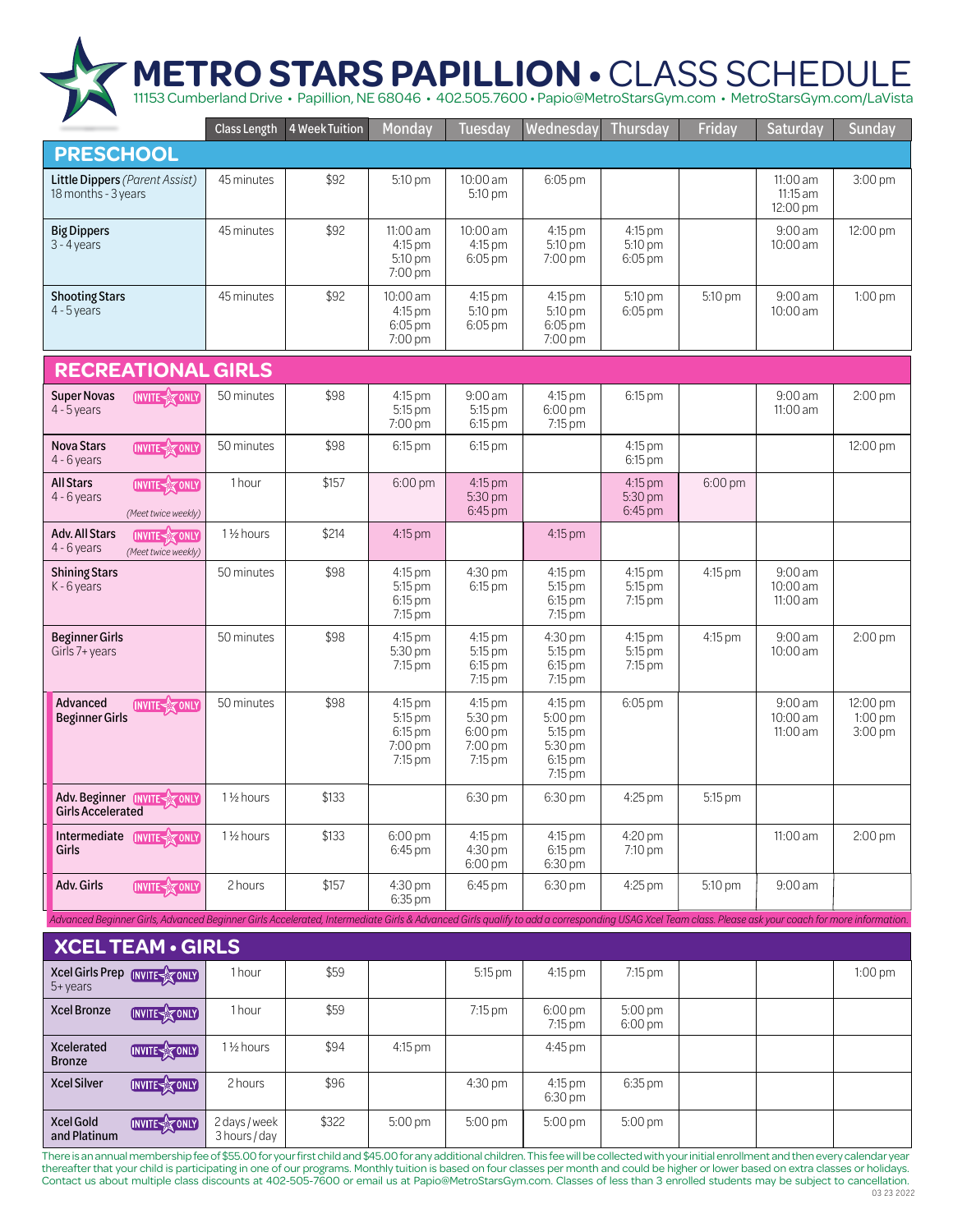# METRO STARS PAPILLION • CLASS SCHEDULE

11153 Cumberland Drive • Papillion, NE 68046 • 402.505.7600 • Papio@MetroStarsGym.com • MetroStarsGym.com/LaVista

| | Class Length | 4 Week Tuition | Monday | Tuesday | Wednesday | Thursday | Friday | Saturday | Sunday |
|---|---|---|---|---|---|---|---|---|---|
| **PRESCHOOL** | | | | | | | | | |
| **Little Dippers** *(Parent Assist)* 18 months - 3 years | 45 minutes | $92 | 5:10 pm | 10:00 am 5:10 pm | 6:05 pm | | | 11:00 am 11:15 am 12:00 pm | 3:00 pm |
| **Big Dippers** 3 - 4 years | 45 minutes | $92 | 11:00 am 4:15 pm 5:10 pm 7:00 pm | 10:00 am 4:15 pm 6:05 pm | 4:15 pm 5:10 pm 7:00 pm | 4:15 pm 5:10 pm 6:05 pm | | 9:00 am 10:00 am | 12:00 pm |
| **Shooting Stars** 4 - 5 years | 45 minutes | $92 | 10:00 am 4:15 pm 6:05 pm 7:00 pm | 4:15 pm 5:10 pm 6:05 pm | 4:15 pm 5:10 pm 6:05 pm 7:00 pm | 5:10 pm 6:05 pm | 5:10 pm | 9:00 am 10:00 am | 1:00 pm |
| **RECREATIONAL GIRLS** | | | | | | | | | |
| **Super Novas** INVITE ONLY 4 - 5 years | 50 minutes | $98 | 4:15 pm 5:15 pm 7:00 pm | 9:00 am 5:15 pm 6:15 pm | 4:15 pm 6:00 pm 7:15 pm | 6:15 pm | | 9:00 am 11:00 am | 2:00 pm |
| **Nova Stars** INVITE ONLY 4 - 6 years | 50 minutes | $98 | 6:15 pm | 6:15 pm | | 4:15 pm 6:15 pm | | | 12:00 pm |
| **All Stars** INVITE ONLY 4 - 6 years *(Meet twice weekly)* | 1 hour | $157 | 6:00 pm | 4:15 pm 5:30 pm 6:45 pm | | 4:15 pm 5:30 pm 6:45 pm | 6:00 pm | | |
| **Adv. All Stars** INVITE ONLY 4 - 6 years *(Meet twice weekly)* | 1 ½ hours | $214 | 4:15 pm | | 4:15 pm | | | | |
| **Shining Stars** K - 6 years | 50 minutes | $98 | 4:15 pm 5:15 pm 6:15 pm 7:15 pm | 4:30 pm 6:15 pm | 4:15 pm 5:15 pm 6:15 pm 7:15 pm | 4:15 pm 5:15 pm 7:15 pm | 4:15 pm | 9:00 am 10:00 am 11:00 am | |
| **Beginner Girls** Girls 7+ years | 50 minutes | $98 | 4:15 pm 5:30 pm 7:15 pm | 4:15 pm 5:15 pm 6:15 pm 7:15 pm | 4:30 pm 5:15 pm 6:15 pm 7:15 pm | 4:15 pm 5:15 pm 7:15 pm | 4:15 pm | 9:00 am 10:00 am | 2:00 pm |
| **Advanced Beginner Girls** INVITE ONLY | 50 minutes | $98 | 4:15 pm 5:15 pm 6:15 pm 7:00 pm 7:15 pm | 4:15 pm 5:30 pm 6:00 pm 7:00 pm 7:15 pm | 4:15 pm 5:00 pm 5:15 pm 5:30 pm 6:15 pm 7:15 pm | 6:05 pm | | 9:00 am 10:00 am 11:00 am | 12:00 pm 1:00 pm 3:00 pm |
| **Adv. Beginner Girls Accelerated** INVITE ONLY | 1 ½ hours | $133 | | 6:30 pm | 6:30 pm | 4:25 pm | 5:15 pm | | |
| **Intermediate Girls** INVITE ONLY | 1 ½ hours | $133 | 6:00 pm 6:45 pm | 4:15 pm 4:30 pm 6:00 pm | 4:15 pm 6:15 pm 6:30 pm | 4:20 pm 7:10 pm | | 11:00 am | 2:00 pm |
| **Adv. Girls** INVITE ONLY | 2 hours | $157 | 4:30 pm 6:35 pm | 6:45 pm | 6:30 pm | 4:25 pm | 5:10 pm | 9:00 am | |

*Advanced Beginner Girls, Advanced Beginner Girls Accelerated, Intermediate Girls & Advanced Girls qualify to add a corresponding USAG Xcel Team class. Please ask your coach for more information.*

| | Class Length | 4 Week Tuition | Monday | Tuesday | Wednesday | Thursday | Friday | Saturday | Sunday |
|---|---|---|---|---|---|---|---|---|---|
| **XCEL TEAM • GIRLS** | | | | | | | | | |
| **Xcel Girls Prep** INVITE ONLY 5+ years | 1 hour | $59 | | 5:15 pm | 4:15 pm | 7:15 pm | | | 1:00 pm |
| **Xcel Bronze** INVITE ONLY | 1 hour | $59 | | 7:15 pm | 6:00 pm 7:15 pm | 5:00 pm 6:00 pm | | | |
| **Xcelerated Bronze** INVITE ONLY | 1 ½ hours | $94 | 4:15 pm | | 4:45 pm | | | | |
| **Xcel Silver** INVITE ONLY | 2 hours | $96 | | 4:30 pm | 4:15 pm 6:30 pm | 6:35 pm | | | |
| **Xcel Gold and Platinum** INVITE ONLY | 2 days / week 3 hours / day | $322 | 5:00 pm | 5:00 pm | 5:00 pm | 5:00 pm | | | |

There is an annual membership fee of $55.00 for your first child and $45.00 for any additional children. This fee will be collected with your initial enrollment and then every calendar year thereafter that your child is participating in one of our programs. Monthly tuition is based on four classes per month and could be higher or lower based on extra classes or holidays. Contact us about multiple class discounts at 402-505-7600 or email us at Papio@MetroStarsGym.com. Classes of less than 3 enrolled students may be subject to cancellation.

03 23 2022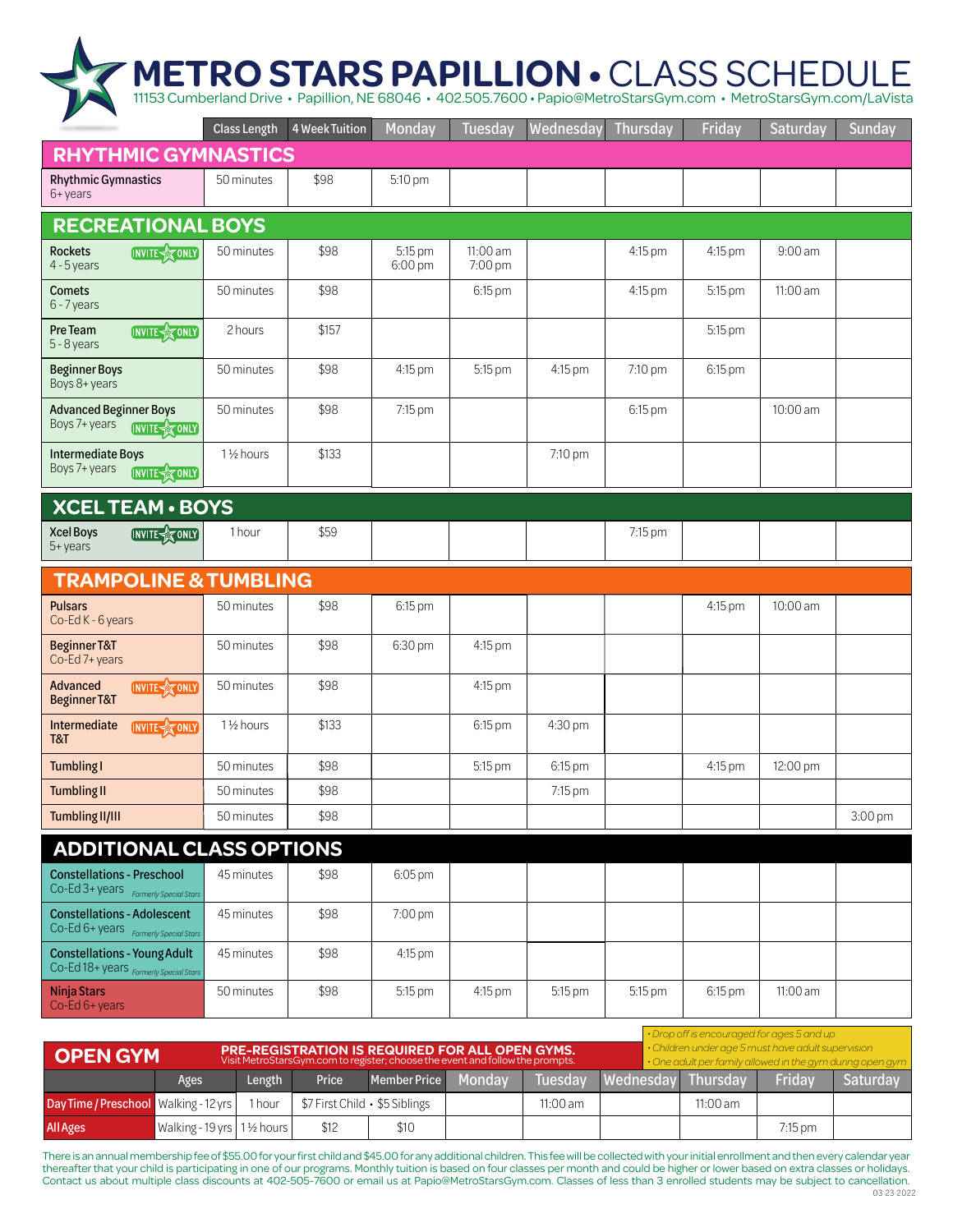# METRO STARS PAPILLION • CLASS SCHEDULE

11153 Cumberland Drive • Papillion, NE 68046 • 402.505.7600 • Papio@MetroStarsGym.com • MetroStarsGym.com/LaVista

| | Class Length | 4 Week Tuition | Monday | Tuesday | Wednesday | Thursday | Friday | Saturday | Sunday |
|---|---|---|---|---|---|---|---|---|---|
| **RHYTHMIC GYMNASTICS** | | | | | | | | | |
| **Rhythmic Gymnastics** 6+ years | 50 minutes | $98 | 5:10 pm | | | | | | |
| **RECREATIONAL BOYS** | | | | | | | | | |
| **Rockets** INVITE ONLY 4 - 5 years | 50 minutes | $98 | 5:15 pm 6:00 pm | 11:00 am 7:00 pm | | 4:15 pm | 4:15 pm | 9:00 am | |
| **Comets** 6 - 7 years | 50 minutes | $98 | | 6:15 pm | | 4:15 pm | 5:15 pm | 11:00 am | |
| **Pre Team** INVITE ONLY 5 - 8 years | 2 hours | $157 | | | | | 5:15 pm | | |
| **Beginner Boys** Boys 8+ years | 50 minutes | $98 | 4:15 pm | 5:15 pm | 4:15 pm | 7:10 pm | 6:15 pm | | |
| **Advanced Beginner Boys** Boys 7+ years INVITE ONLY | 50 minutes | $98 | 7:15 pm | | | 6:15 pm | | 10:00 am | |
| **Intermediate Boys** Boys 7+ years INVITE ONLY | 1½ hours | $133 | | | 7:10 pm | | | | |
| **XCEL TEAM • BOYS** | | | | | | | | | |
| **Xcel Boys** INVITE ONLY 5+ years | 1 hour | $59 | | | | 7:15 pm | | | |
| **TRAMPOLINE & TUMBLING** | | | | | | | | | |
| **Pulsars** Co-Ed K - 6 years | 50 minutes | $98 | 6:15 pm | | | | 4:15 pm | 10:00 am | |
| **Beginner T&T** Co-Ed 7+ years | 50 minutes | $98 | 6:30 pm | 4:15 pm | | | | | |
| **Advanced Beginner T&T** INVITE ONLY | 50 minutes | $98 | | 4:15 pm | | | | | |
| **Intermediate T&T** INVITE ONLY | 1½ hours | $133 | | 6:15 pm | 4:30 pm | | | | |
| **Tumbling I** | 50 minutes | $98 | | 5:15 pm | 6:15 pm | | 4:15 pm | 12:00 pm | |
| **Tumbling II** | 50 minutes | $98 | | | 7:15 pm | | | | |
| **Tumbling II/III** | 50 minutes | $98 | | | | | | | 3:00 pm |
| **ADDITIONAL CLASS OPTIONS** | | | | | | | | | |
| **Constellations - Preschool** Co-Ed 3+ years *Formerly Special Stars* | 45 minutes | $98 | 6:05 pm | | | | | | |
| **Constellations - Adolescent** Co-Ed 6+ years *Formerly Special Stars* | 45 minutes | $98 | 7:00 pm | | | | | | |
| **Constellations - Young Adult** Co-Ed 18+ years *Formerly Special Stars* | 45 minutes | $98 | 4:15 pm | | | | | | |
| **Ninja Stars** Co-Ed 6+ years | 50 minutes | $98 | 5:15 pm | 4:15 pm | 5:15 pm | 5:15 pm | 6:15 pm | 11:00 am | |

## OPEN GYM

**PRE-REGISTRATION IS REQUIRED FOR ALL OPEN GYMS.**
Visit MetroStarsGym.com to register; choose the event and follow the prompts.

- *Drop off is encouraged for ages 5 and up*
- *Children under age 5 must have adult supervision*
- *One adult per family allowed in the gym during open gym*

| | Ages | Length | Price | Member Price | Monday | Tuesday | Wednesday | Thursday | Friday | Saturday |
|---|---|---|---|---|---|---|---|---|---|---|
| **Day Time / Preschool** | Walking - 12 yrs | 1 hour | $7 First Child • $5 Siblings | | | 11:00 am | | 11:00 am | | |
| **All Ages** | Walking - 19 yrs | 1½ hours | $12 | $10 | | | | | 7:15 pm | |

There is an annual membership fee of $55.00 for your first child and $45.00 for any additional children. This fee will be collected with your initial enrollment and then every calendar year thereafter that your child is participating in one of our programs. Monthly tuition is based on four classes per month and could be higher or lower based on extra classes or holidays. Contact us about multiple class discounts at 402-505-7600 or email us at Papio@MetroStarsGym.com. Classes of less than 3 enrolled students may be subject to cancellation.

03 23 2022